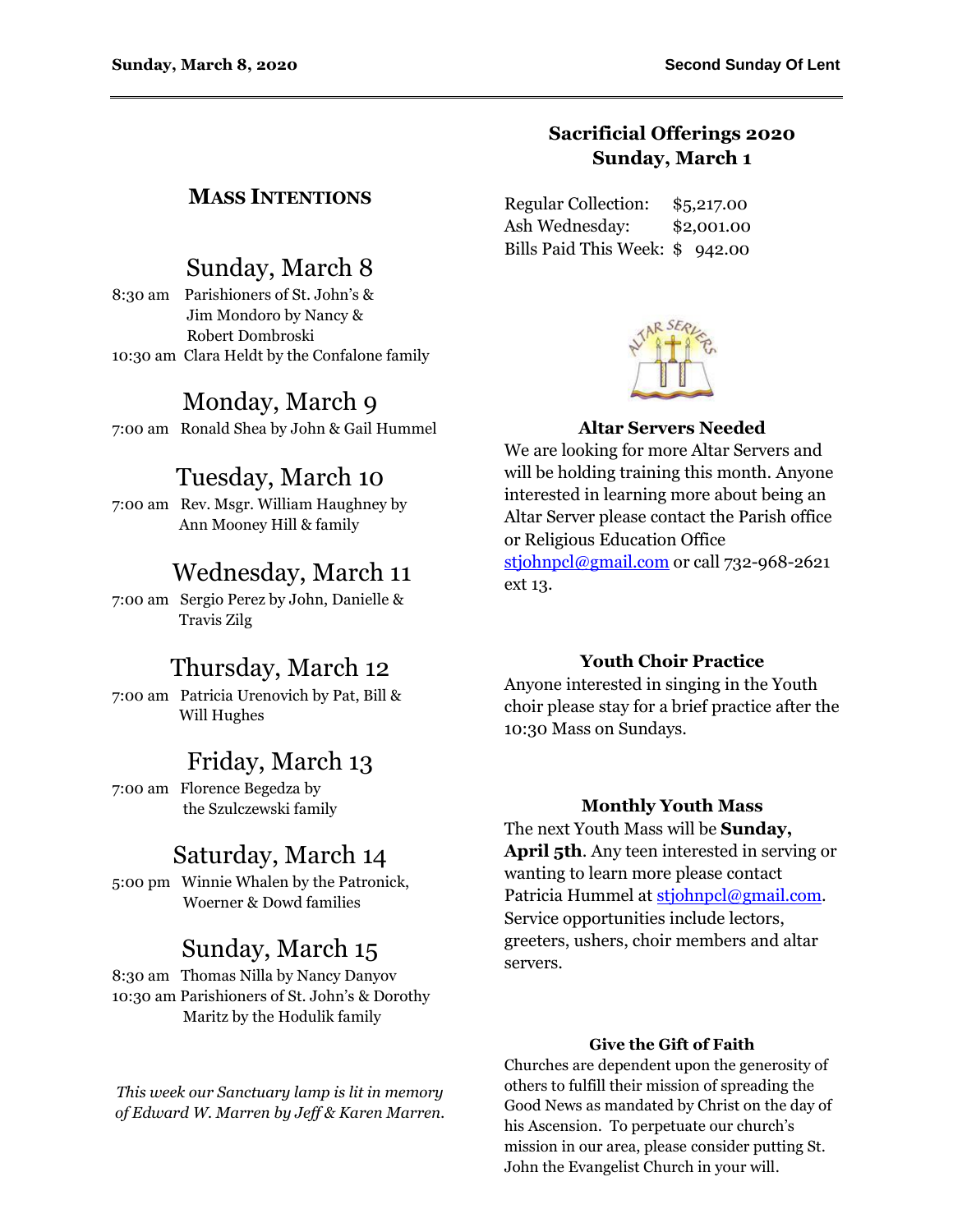## MASS INTENTIONS

### Sunday, March 8

8:30 am Parishioners of St. John's & Jim Mondoro by Nancy & Robert Dombroski
10:30 am Clara Heldt by the Confalone family

### Monday, March 9

7:00 am Ronald Shea by John & Gail Hummel

### Tuesday, March 10

7:00 am Rev. Msgr. William Haughney by Ann Mooney Hill & family

### Wednesday, March 11

7:00 am Sergio Perez by John, Danielle & Travis Zilg

### Thursday, March 12

7:00 am Patricia Urenovich by Pat, Bill & Will Hughes

### Friday, March 13

7:00 am Florence Begedza by the Szulczewski family

### Saturday, March 14

5:00 pm Winnie Whalen by the Patronick, Woerner & Dowd families

### Sunday, March 15

8:30 am Thomas Nilla by Nancy Danyov
10:30 am Parishioners of St. John's & Dorothy Maritz by the Hodulik family

*This week our Sanctuary lamp is lit in memory of Edward W. Marren by Jeff & Karen Marren.*

## Sacrificial Offerings 2020
## Sunday, March 1

| | |
|---|---|
| Regular Collection: | $5,217.00 |
| Ash Wednesday: | $2,001.00 |
| Bills Paid This Week: | $ 942.00 |

**Altar Servers Needed**

We are looking for more Altar Servers and will be holding training this month. Anyone interested in learning more about being an Altar Server please contact the Parish office or Religious Education Office stjohnpcl@gmail.com or call 732-968-2621 ext 13.

**Youth Choir Practice**

Anyone interested in singing in the Youth choir please stay for a brief practice after the 10:30 Mass on Sundays.

**Monthly Youth Mass**

The next Youth Mass will be **Sunday, April 5th**. Any teen interested in serving or wanting to learn more please contact Patricia Hummel at stjohnpcl@gmail.com. Service opportunities include lectors, greeters, ushers, choir members and altar servers.

**Give the Gift of Faith**

Churches are dependent upon the generosity of others to fulfill their mission of spreading the Good News as mandated by Christ on the day of his Ascension. To perpetuate our church's mission in our area, please consider putting St. John the Evangelist Church in your will.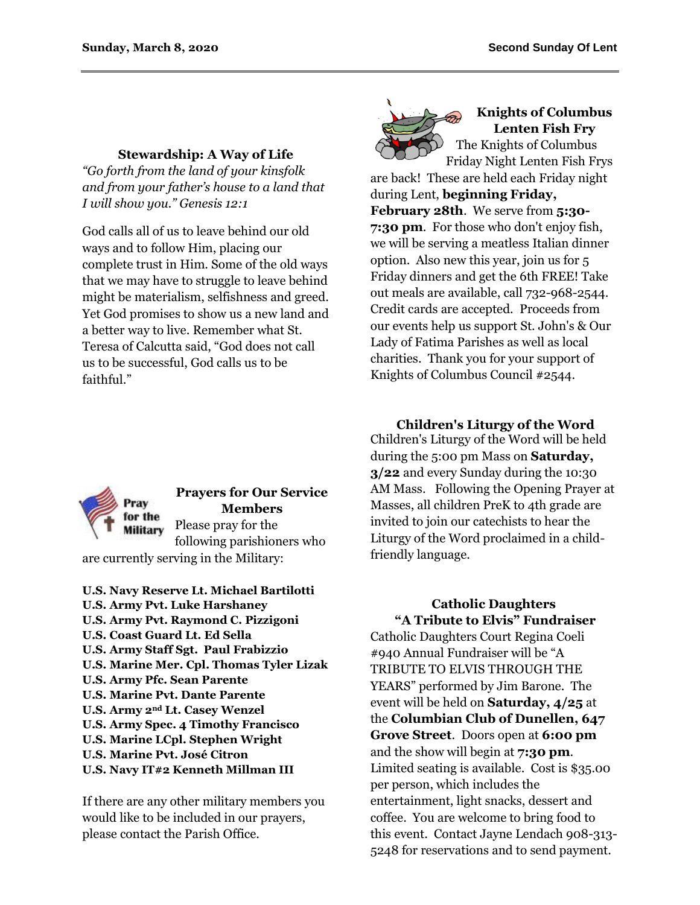## Stewardship: A Way of Life

*"Go forth from the land of your kinsfolk and from your father's house to a land that I will show you." Genesis 12:1*

God calls all of us to leave behind our old ways and to follow Him, placing our complete trust in Him. Some of the old ways that we may have to struggle to leave behind might be materialism, selfishness and greed. Yet God promises to show us a new land and a better way to live. Remember what St. Teresa of Calcutta said, "God does not call us to be successful, God calls us to be faithful."

## Prayers for Our Service Members

Please pray for the following parishioners who are currently serving in the Military:

**U.S. Navy Reserve Lt. Michael Bartilotti**
**U.S. Army Pvt. Luke Harshaney**
**U.S. Army Pvt. Raymond C. Pizzigoni**
**U.S. Coast Guard Lt. Ed Sella**
**U.S. Army Staff Sgt. Paul Frabizzio**
**U.S. Marine Mer. Cpl. Thomas Tyler Lizak**
**U.S. Army Pfc. Sean Parente**
**U.S. Marine Pvt. Dante Parente**
**U.S. Army 2nd Lt. Casey Wenzel**
**U.S. Army Spec. 4 Timothy Francisco**
**U.S. Marine LCpl. Stephen Wright**
**U.S. Marine Pvt. José Citron**
**U.S. Navy IT#2 Kenneth Millman III**

If there are any other military members you would like to be included in our prayers, please contact the Parish Office.

## Knights of Columbus Lenten Fish Fry

The Knights of Columbus Friday Night Lenten Fish Frys are back! These are held each Friday night during Lent, **beginning Friday, February 28th**. We serve from **5:30-7:30 pm**. For those who don't enjoy fish, we will be serving a meatless Italian dinner option. Also new this year, join us for 5 Friday dinners and get the 6th FREE! Take out meals are available, call 732-968-2544. Credit cards are accepted. Proceeds from our events help us support St. John's & Our Lady of Fatima Parishes as well as local charities. Thank you for your support of Knights of Columbus Council #2544.

## Children's Liturgy of the Word

Children's Liturgy of the Word will be held during the 5:00 pm Mass on **Saturday, 3/22** and every Sunday during the 10:30 AM Mass. Following the Opening Prayer at Masses, all children PreK to 4th grade are invited to join our catechists to hear the Liturgy of the Word proclaimed in a child-friendly language.

## Catholic Daughters "A Tribute to Elvis" Fundraiser

Catholic Daughters Court Regina Coeli #940 Annual Fundraiser will be "A TRIBUTE TO ELVIS THROUGH THE YEARS" performed by Jim Barone. The event will be held on **Saturday, 4/25** at the **Columbian Club of Dunellen, 647 Grove Street**. Doors open at **6:00 pm** and the show will begin at **7:30 pm**. Limited seating is available. Cost is $35.00 per person, which includes the entertainment, light snacks, dessert and coffee. You are welcome to bring food to this event. Contact Jayne Lendach 908-313-5248 for reservations and to send payment.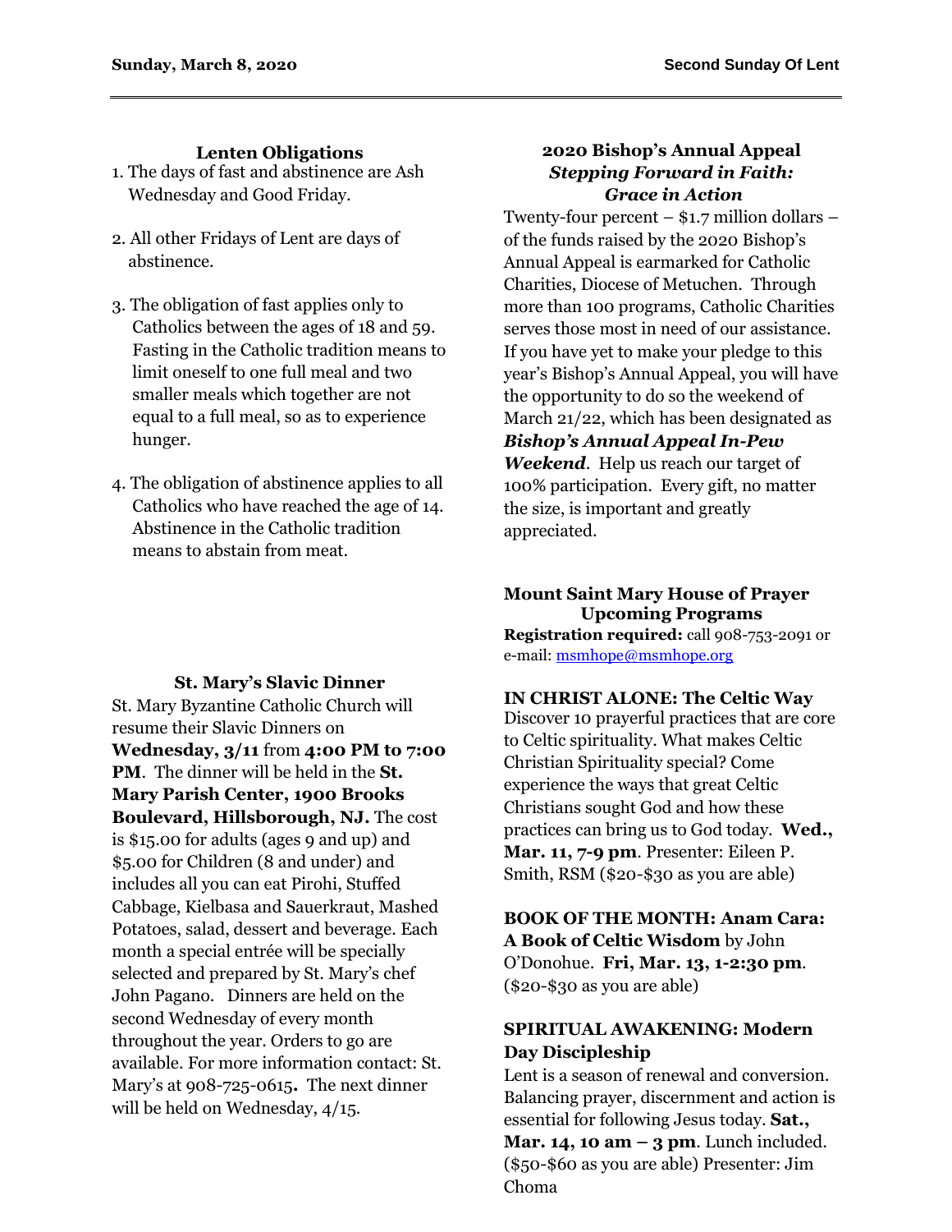## Lenten Obligations

1. The days of fast and abstinence are Ash Wednesday and Good Friday.

2. All other Fridays of Lent are days of abstinence.

3. The obligation of fast applies only to Catholics between the ages of 18 and 59. Fasting in the Catholic tradition means to limit oneself to one full meal and two smaller meals which together are not equal to a full meal, so as to experience hunger.

4. The obligation of abstinence applies to all Catholics who have reached the age of 14. Abstinence in the Catholic tradition means to abstain from meat.

## St. Mary's Slavic Dinner

St. Mary Byzantine Catholic Church will resume their Slavic Dinners on **Wednesday, 3/11** from **4:00 PM to 7:00 PM**. The dinner will be held in the **St. Mary Parish Center, 1900 Brooks Boulevard, Hillsborough, NJ.** The cost is $15.00 for adults (ages 9 and up) and $5.00 for Children (8 and under) and includes all you can eat Pirohi, Stuffed Cabbage, Kielbasa and Sauerkraut, Mashed Potatoes, salad, dessert and beverage. Each month a special entrée will be specially selected and prepared by St. Mary's chef John Pagano. Dinners are held on the second Wednesday of every month throughout the year. Orders to go are available. For more information contact: St. Mary's at 908-725-0615**.** The next dinner will be held on Wednesday, 4/15.

## 2020 Bishop's Annual Appeal
### *Stepping Forward in Faith: Grace in Action*

Twenty-four percent – $1.7 million dollars – of the funds raised by the 2020 Bishop's Annual Appeal is earmarked for Catholic Charities, Diocese of Metuchen. Through more than 100 programs, Catholic Charities serves those most in need of our assistance. If you have yet to make your pledge to this year's Bishop's Annual Appeal, you will have the opportunity to do so the weekend of March 21/22, which has been designated as ***Bishop's Annual Appeal In-Pew Weekend***. Help us reach our target of 100% participation. Every gift, no matter the size, is important and greatly appreciated.

## Mount Saint Mary House of Prayer Upcoming Programs

**Registration required:** call 908-753-2091 or e-mail: msmhope@msmhope.org

**IN CHRIST ALONE: The Celtic Way**
Discover 10 prayerful practices that are core to Celtic spirituality. What makes Celtic Christian Spirituality special? Come experience the ways that great Celtic Christians sought God and how these practices can bring us to God today. **Wed., Mar. 11, 7-9 pm**. Presenter: Eileen P. Smith, RSM ($20-$30 as you are able)

**BOOK OF THE MONTH: Anam Cara: A Book of Celtic Wisdom** by John O'Donohue. **Fri, Mar. 13, 1-2:30 pm**. ($20-$30 as you are able)

**SPIRITUAL AWAKENING: Modern Day Discipleship**
Lent is a season of renewal and conversion. Balancing prayer, discernment and action is essential for following Jesus today. **Sat., Mar. 14, 10 am – 3 pm**. Lunch included. ($50-$60 as you are able) Presenter: Jim Choma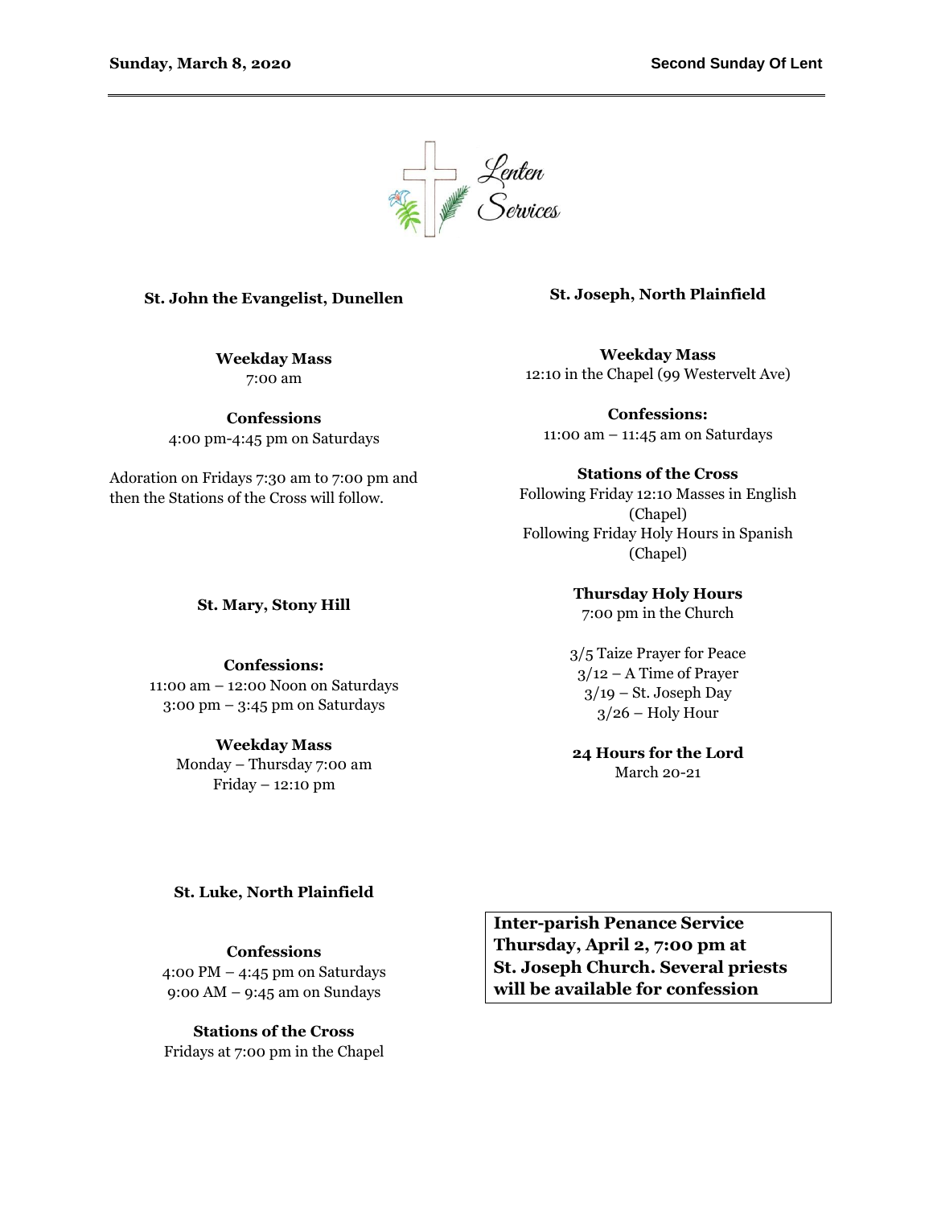# Lenten Services

## St. John the Evangelist, Dunellen

**Weekday Mass**
7:00 am

**Confessions**
4:00 pm-4:45 pm on Saturdays

Adoration on Fridays 7:30 am to 7:00 pm and then the Stations of the Cross will follow.

## St. Mary, Stony Hill

**Confessions:**
11:00 am – 12:00 Noon on Saturdays
3:00 pm – 3:45 pm on Saturdays

**Weekday Mass**
Monday – Thursday 7:00 am
Friday – 12:10 pm

## St. Luke, North Plainfield

**Confessions**
4:00 PM – 4:45 pm on Saturdays
9:00 AM – 9:45 am on Sundays

**Stations of the Cross**
Fridays at 7:00 pm in the Chapel

## St. Joseph, North Plainfield

**Weekday Mass**
12:10 in the Chapel (99 Westervelt Ave)

**Confessions:**
11:00 am – 11:45 am on Saturdays

**Stations of the Cross**
Following Friday 12:10 Masses in English (Chapel)
Following Friday Holy Hours in Spanish (Chapel)

**Thursday Holy Hours**
7:00 pm in the Church

3/5 Taize Prayer for Peace
3/12 – A Time of Prayer
3/19 – St. Joseph Day
3/26 – Holy Hour

**24 Hours for the Lord**
March 20-21

**Inter-parish Penance Service Thursday, April 2, 7:00 pm at St. Joseph Church. Several priests will be available for confession**